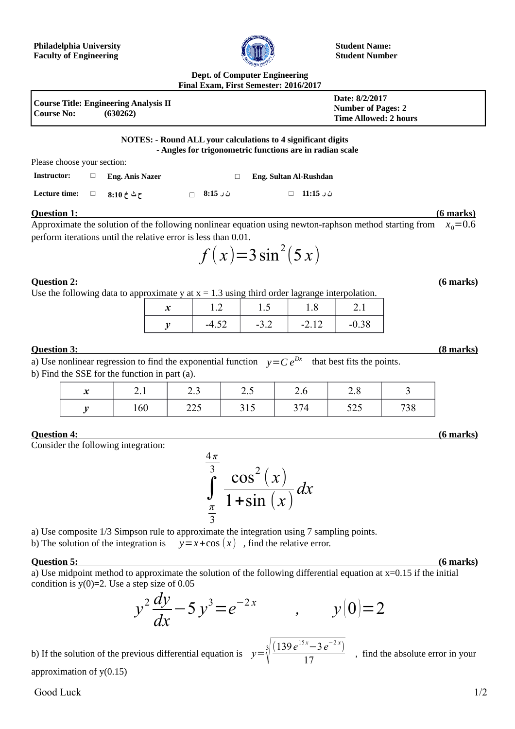**Philadelphia University**
**Faculty of Engineering**

**Student Name:**
**Student Number**

**Dept. of Computer Engineering**
**Final Exam, First Semester: 2016/2017**

| **Course Title: Engineering Analysis II** <br> **Course No: (630262)** | **Date: 8/2/2017** <br> **Number of Pages: 2** <br> **Time Allowed: 2 hours** |
|---|---|

**NOTES: - Round ALL your calculations to 4 significant digits**
**- Angles for trigonometric functions are in radian scale**

Please choose your section:

**Instructor:** □ **Eng. Anis Nazer** □ **Eng. Sultan Al-Rushdan**

**Lecture time:** □ **ح ث خ 8:10** □ **ن ر 8:15** □ **ن ر 11:15**

**Question 1:** **(6 marks)**

Approximate the solution of the following nonlinear equation using newton-raphson method starting from $x_0 = 0.6$ perform iterations until the relative error is less than 0.01.

$$f(x) = 3\sin^2(5x)$$

**Question 2:** **(6 marks)**

Use the following data to approximate y at x = 1.3 using third order lagrange interpolation.

| *x* | 1.2 | 1.5 | 1.8 | 2.1 |
|---|---|---|---|---|
| *y* | -4.52 | -3.2 | -2.12 | -0.38 |

**Question 3:** **(8 marks)**

a) Use nonlinear regression to find the exponential function $y = C\,e^{Dx}$ that best fits the points.
b) Find the SSE for the function in part (a).

| *x* | 2.1 | 2.3 | 2.5 | 2.6 | 2.8 | 3 |
|---|---|---|---|---|---|---|
| *y* | 160 | 225 | 315 | 374 | 525 | 738 |

**Question 4:** **(6 marks)**

Consider the following integration:

$$\int_{\frac{\pi}{3}}^{\frac{4\pi}{3}} \frac{\cos^2(x)}{1+\sin(x)}\,dx$$

a) Use composite 1/3 Simpson rule to approximate the integration using 7 sampling points.
b) The solution of the integration is $y = x + \cos(x)$ , find the relative error.

**Question 5:** **(6 marks)**

a) Use midpoint method to approximate the solution of the following differential equation at x=0.15 if the initial condition is y(0)=2. Use a step size of 0.05

$$y^2 \frac{dy}{dx} - 5y^3 = e^{-2x} \qquad , \qquad y(0) = 2$$

b) If the solution of the previous differential equation is $y = \sqrt[3]{\frac{(139e^{15x} - 3e^{-2x})}{17}}$ , find the absolute error in your approximation of y(0.15)

Good Luck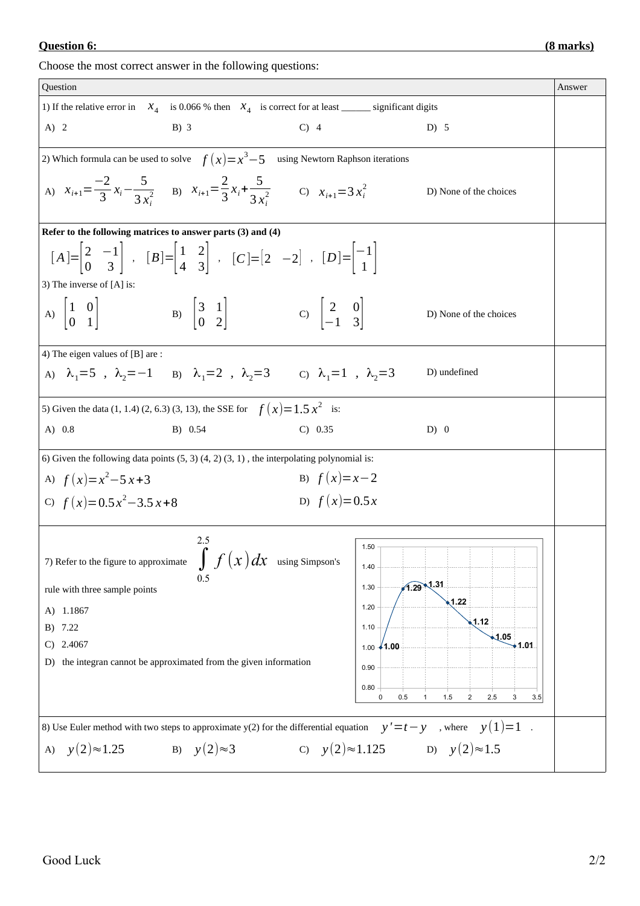**Question 6:** **(8 marks)**

Choose the most correct answer in the following questions:

| Question | Answer |
|---|---|
| 1) If the relative error in $x_4$ is 0.066 % then $x_4$ is correct for at least ______ significant digits<br>A) 2 B) 3 C) 4 D) 5 | |
| 2) Which formula can be used to solve $f(x)=x^3-5$ using Newtorn Raphson iterations<br>A) $x_{i+1}=\frac{-2}{3}x_i-\frac{5}{3x_i^2}$ B) $x_{i+1}=\frac{2}{3}x_i+\frac{5}{3x_i^2}$ C) $x_{i+1}=3x_i^2$ D) None of the choices | |
| **Refer to the following matrices to answer parts (3) and (4)**<br>$[A]=\begin{bmatrix}2 & -1\\0 & 3\end{bmatrix}$ , $[B]=\begin{bmatrix}1 & 2\\4 & 3\end{bmatrix}$ , $[C]=\begin{bmatrix}2 & -2\end{bmatrix}$ , $[D]=\begin{bmatrix}-1\\1\end{bmatrix}$<br>3) The inverse of [A] is:<br>A) $\begin{bmatrix}1 & 0\\0 & 1\end{bmatrix}$ B) $\begin{bmatrix}3 & 1\\0 & 2\end{bmatrix}$ C) $\begin{bmatrix}2 & 0\\-1 & 3\end{bmatrix}$ D) None of the choices | |
| 4) The eigen values of [B] are :<br>A) $\lambda_1=5$ , $\lambda_2=-1$ B) $\lambda_1=2$ , $\lambda_2=3$ C) $\lambda_1=1$ , $\lambda_2=3$ D) undefined | |
| 5) Given the data (1, 1.4) (2, 6.3) (3, 13), the SSE for $f(x)=1.5x^2$ is:<br>A) 0.8 B) 0.54 C) 0.35 D) 0 | |
| 6) Given the following data points (5, 3) (4, 2) (3, 1) , the interpolating polynomial is:<br>A) $f(x)=x^2-5x+3$ B) $f(x)=x-2$<br>C) $f(x)=0.5x^2-3.5x+8$ D) $f(x)=0.5x$ | |
| 7) Refer to the figure to approximate $\int_{0.5}^{2.5} f(x)\,dx$ using Simpson's rule with three sample points<br>A) 1.1867<br>B) 7.22<br>C) 2.4067<br>D) the integran cannot be approximated from the given information<br>Graph labels: 1.00, 1.29, 1.31, 1.22, 1.12, 1.05, 1.01; y-axis: 0.80, 0.90, 1.00, 1.10, 1.20, 1.30, 1.40, 1.50; x-axis: 0, 0.5, 1, 1.5, 2, 2.5, 3, 3.5 | |
| 8) Use Euler method with two steps to approximate y(2) for the differential equation $y'=t-y$ , where $y(1)=1$ .<br>A) $y(2)\approx 1.25$ B) $y(2)\approx 3$ C) $y(2)\approx 1.125$ D) $y(2)\approx 1.5$ | |

Good Luck